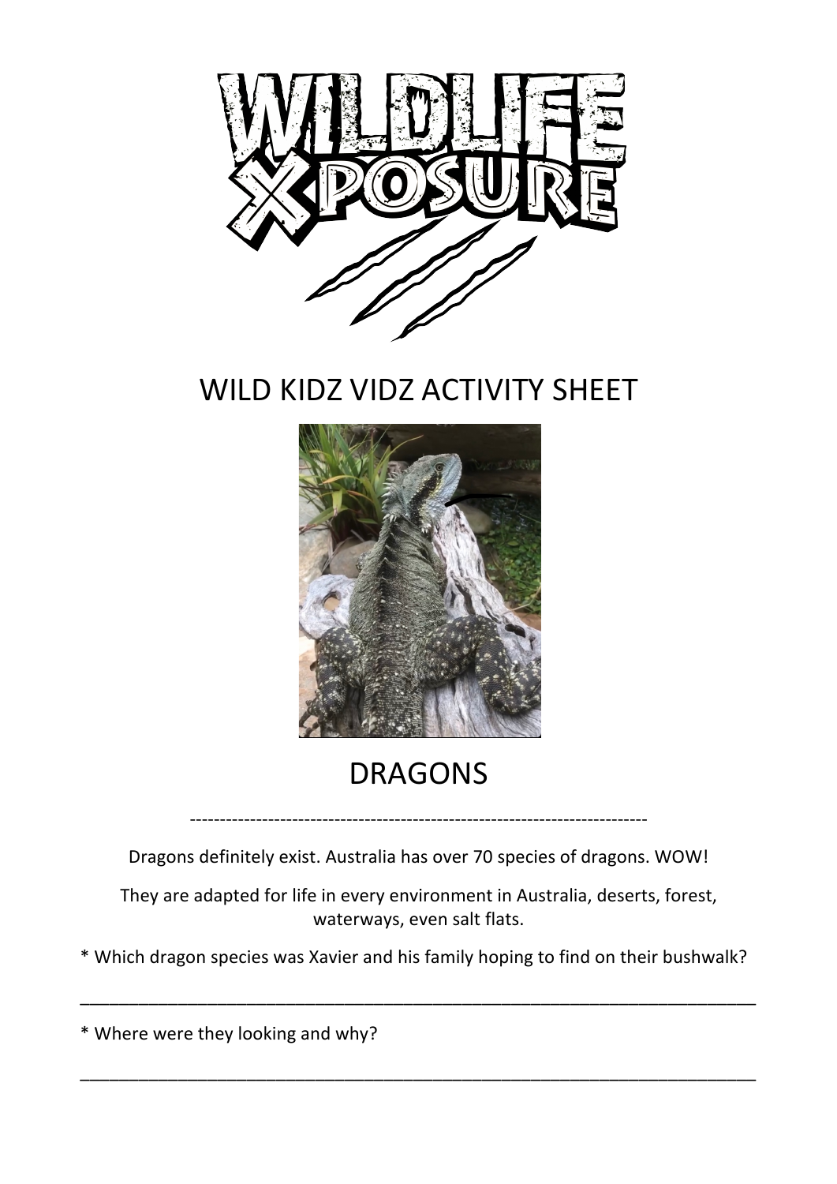# WILDLIFE XPOSURE

## WILD KIDZ VIDZ ACTIVITY SHEET

## DRAGONS

---

Dragons definitely exist. Australia has over 70 species of dragons. WOW!

They are adapted for life in every environment in Australia, deserts, forest, waterways, even salt flats.

* Which dragon species was Xavier and his family hoping to find on their bushwalk?

_______________________________________________________________________________

* Where were they looking and why?

_______________________________________________________________________________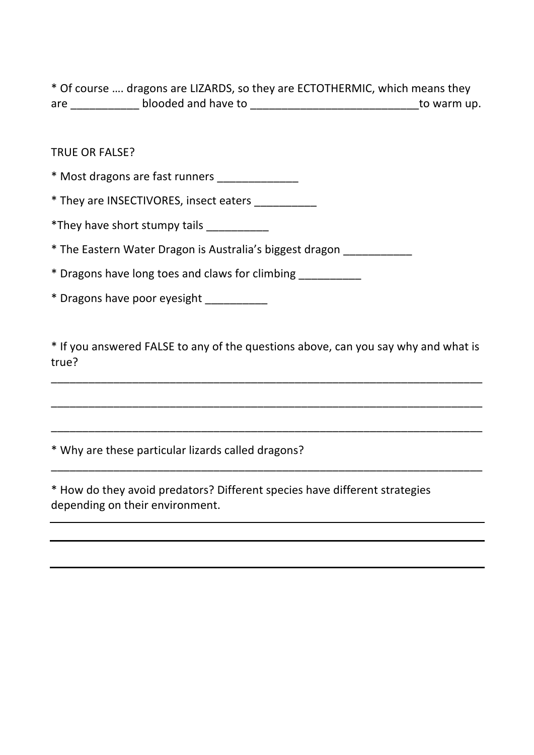* Of course …. dragons are LIZARDS, so they are ECTOTHERMIC, which means they are ___________ blooded and have to ___________________________to warm up.

TRUE OR FALSE?

* Most dragons are fast runners _____________

* They are INSECTIVORES, insect eaters __________

*They have short stumpy tails __________

* The Eastern Water Dragon is Australia's biggest dragon ___________

* Dragons have long toes and claws for climbing __________

* Dragons have poor eyesight __________

* If you answered FALSE to any of the questions above, can you say why and what is true?

_______________________________________________________________________

_______________________________________________________________________

_______________________________________________________________________

* Why are these particular lizards called dragons?

_______________________________________________________________________

* How do they avoid predators? Different species have different strategies depending on their environment.

_______________________________________________________________________

_______________________________________________________________________

_______________________________________________________________________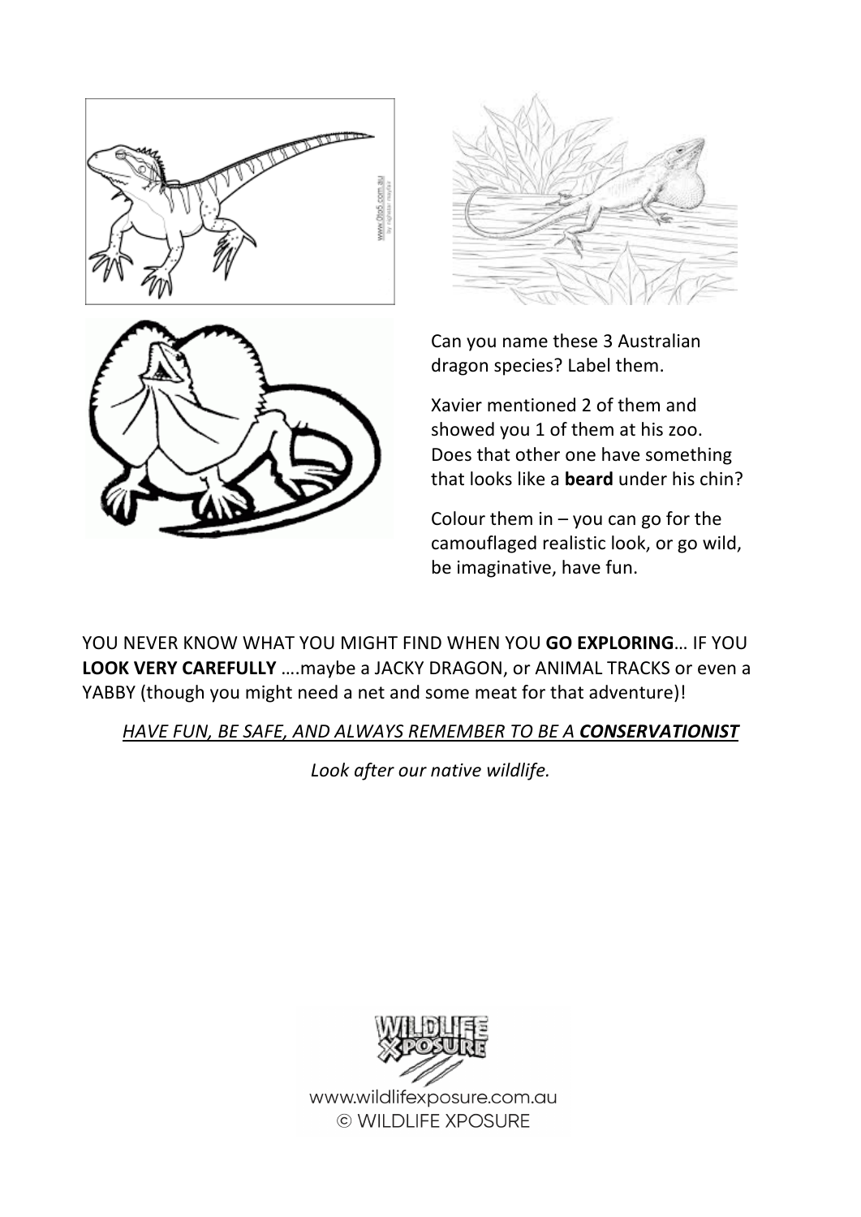Can you name these 3 Australian dragon species? Label them.

Xavier mentioned 2 of them and showed you 1 of them at his zoo. Does that other one have something that looks like a **beard** under his chin?

Colour them in – you can go for the camouflaged realistic look, or go wild, be imaginative, have fun.

YOU NEVER KNOW WHAT YOU MIGHT FIND WHEN YOU **GO EXPLORING**… IF YOU **LOOK VERY CAREFULLY** ….maybe a JACKY DRAGON, or ANIMAL TRACKS or even a YABBY (though you might need a net and some meat for that adventure)!

*<u>HAVE FUN, BE SAFE, AND ALWAYS REMEMBER TO BE A **CONSERVATIONIST**</u>*

*Look after our native wildlife.*

www.wildlifexposure.com.au
© WILDLIFE XPOSURE